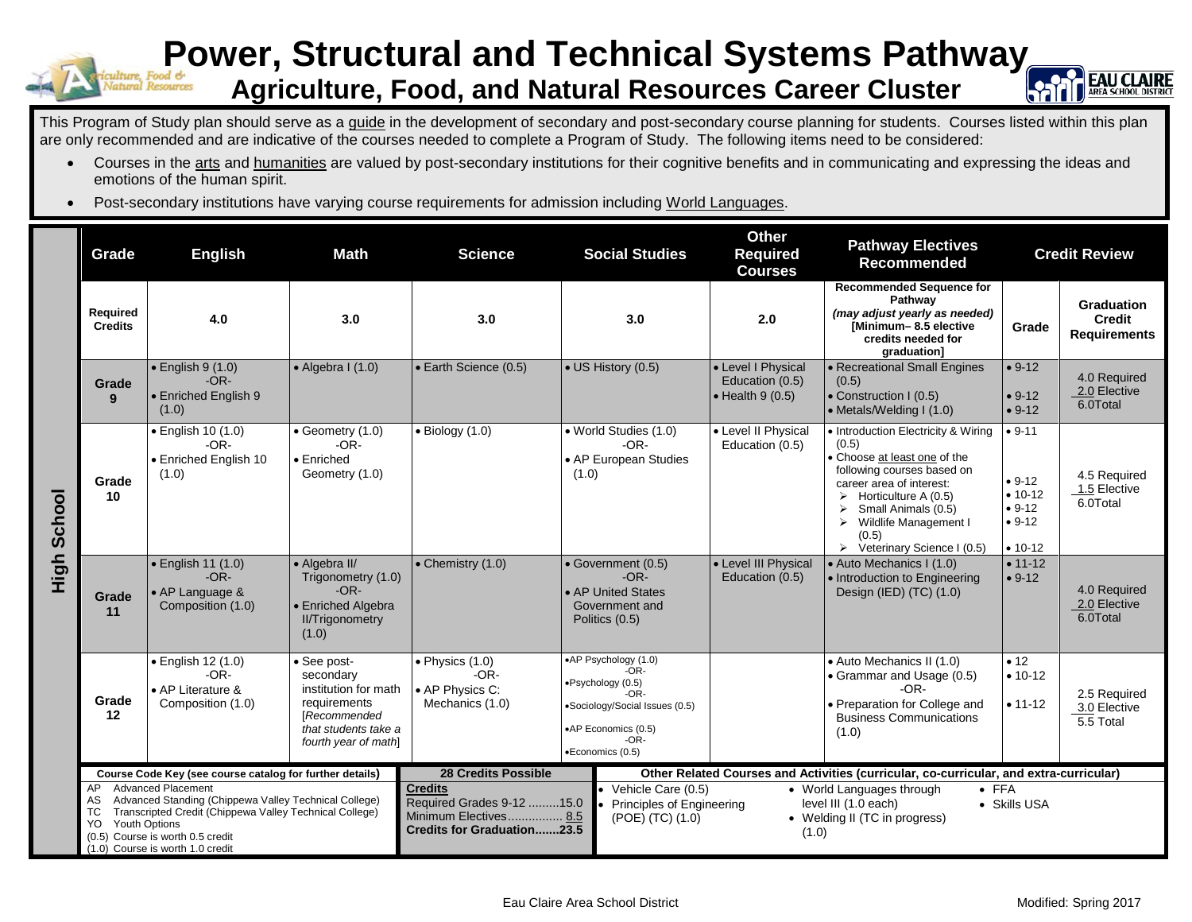# Power, Structural and Technical Systems Pathway

## Agriculture, Food, and Natural Resources Career Cluster

This Program of Study plan should serve as a guide in the development of secondary and post-secondary course planning for students. Courses listed within this plan are only recommended and are indicative of the courses needed to complete a Program of Study. The following items need to be considered:

- Courses in the arts and humanities are valued by post-secondary institutions for their cognitive benefits and in communicating and expressing the ideas and emotions of the human spirit.
- Post-secondary institutions have varying course requirements for admission including World Languages.

**High School**

| Grade | English | Math | Science | Social Studies | Other Required Courses | Pathway Electives Recommended | Credit Review | |
|---|---|---|---|---|---|---|---|---|
| **Required Credits** | 4.0 | 3.0 | 3.0 | 3.0 | 2.0 | **Recommended Sequence for Pathway** ***(may adjust yearly as needed)*** **[Minimum– 8.5 elective credits needed for graduation]** | **Grade** | **Graduation Credit Requirements** |
| **Grade 9** | • English 9 (1.0) -OR- • Enriched English 9 (1.0) | • Algebra I (1.0) | • Earth Science (0.5) | • US History (0.5) | • Level I Physical Education (0.5) • Health 9 (0.5) | • Recreational Small Engines (0.5) • Construction I (0.5) • Metals/Welding I (1.0) | • 9-12 • 9-12 • 9-12 | 4.0 Required 2.0 Elective 6.0Total |
| **Grade 10** | • English 10 (1.0) -OR- • Enriched English 10 (1.0) | • Geometry (1.0) -OR- • Enriched Geometry (1.0) | • Biology (1.0) | • World Studies (1.0) -OR- • AP European Studies (1.0) | • Level II Physical Education (0.5) | • Introduction Electricity & Wiring (0.5) • Choose at least one of the following courses based on career area of interest: ➢ Horticulture A (0.5) ➢ Small Animals (0.5) ➢ Wildlife Management I (0.5) ➢ Veterinary Science I (0.5) | • 9-11 • 9-12 • 10-12 • 9-12 • 9-12 • 10-12 | 4.5 Required 1.5 Elective 6.0Total |
| **Grade 11** | • English 11 (1.0) -OR- • AP Language & Composition (1.0) | • Algebra II/ Trigonometry (1.0) -OR- • Enriched Algebra II/Trigonometry (1.0) | • Chemistry (1.0) | • Government (0.5) -OR- • AP United States Government and Politics (0.5) | • Level III Physical Education (0.5) | • Auto Mechanics I (1.0) • Introduction to Engineering Design (IED) (TC) (1.0) | • 11-12 • 9-12 | 4.0 Required 2.0 Elective 6.0Total |
| **Grade 12** | • English 12 (1.0) -OR- • AP Literature & Composition (1.0) | • See post-secondary institution for math requirements *[Recommended that students take a fourth year of math]* | • Physics (1.0) -OR- • AP Physics C: Mechanics (1.0) | •AP Psychology (1.0) -OR- •Psychology (0.5) -OR- •Sociology/Social Issues (0.5) •AP Economics (0.5) -OR- •Economics (0.5) | | • Auto Mechanics II (1.0) • Grammar and Usage (0.5) -OR- • Preparation for College and Business Communications (1.0) | • 12 • 10-12 • 11-12 | 2.5 Required 3.0 Elective 5.5 Total |

**Course Code Key (see course catalog for further details)**

AP Advanced Placement
AS Advanced Standing (Chippewa Valley Technical College)
TC Transcripted Credit (Chippewa Valley Technical College)
YO Youth Options
(0.5) Course is worth 0.5 credit
(1.0) Course is worth 1.0 credit

**28 Credits Possible**

**Credits**
Required Grades 9-12 .........15.0
Minimum Electives................ 8.5
**Credits for Graduation.......23.5**

**Other Related Courses and Activities (curricular, co-curricular, and extra-curricular)**

- Vehicle Care (0.5)
- Principles of Engineering (POE) (TC) (1.0)
- World Languages through level III (1.0 each)
- Welding II (TC in progress) (1.0)
- FFA
- Skills USA

Eau Claire Area School District

Modified: Spring 2017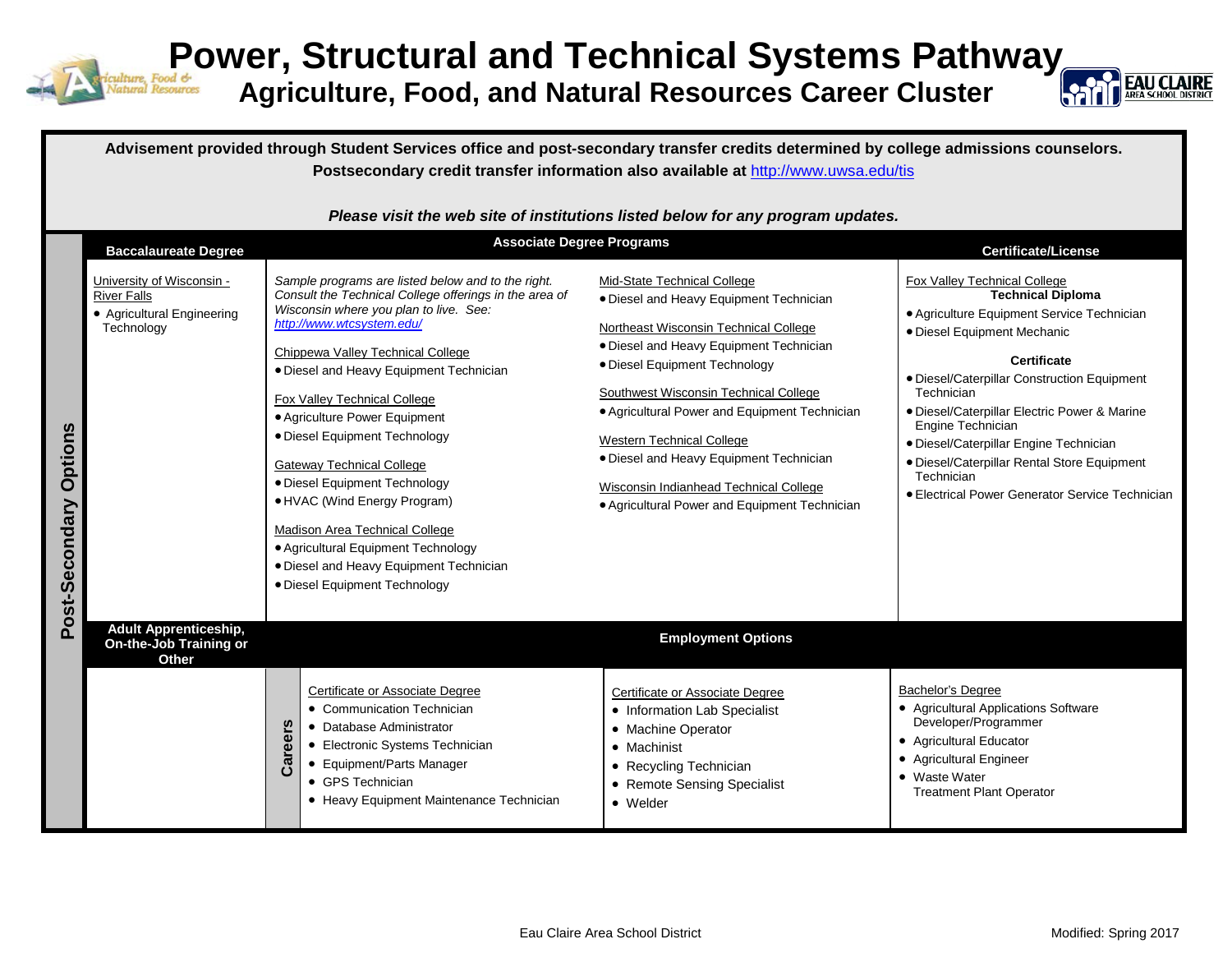# Power, Structural and Technical Systems Pathway

## Agriculture, Food, and Natural Resources Career Cluster

**Advisement provided through Student Services office and post-secondary transfer credits determined by college admissions counselors.**
**Postsecondary credit transfer information also available at http://www.uwsa.edu/tis**

***Please visit the web site of institutions listed below for any program updates.***

## Post-Secondary Options

### Baccalaureate Degree

University of Wisconsin - River Falls

- Agricultural Engineering Technology

### Associate Degree Programs

*Sample programs are listed below and to the right. Consult the Technical College offerings in the area of Wisconsin where you plan to live. See: http://www.wtcsystem.edu/*

Chippewa Valley Technical College

- Diesel and Heavy Equipment Technician

Fox Valley Technical College

- Agriculture Power Equipment
- Diesel Equipment Technology

Gateway Technical College

- Diesel Equipment Technology
- HVAC (Wind Energy Program)

Madison Area Technical College

- Agricultural Equipment Technology
- Diesel and Heavy Equipment Technician
- Diesel Equipment Technology

Mid-State Technical College

- Diesel and Heavy Equipment Technician

Northeast Wisconsin Technical College

- Diesel and Heavy Equipment Technician
- Diesel Equipment Technology

Southwest Wisconsin Technical College

- Agricultural Power and Equipment Technician

Western Technical College

- Diesel and Heavy Equipment Technician

Wisconsin Indianhead Technical College

- Agricultural Power and Equipment Technician

### Certificate/License

Fox Valley Technical College

**Technical Diploma**

- Agriculture Equipment Service Technician
- Diesel Equipment Mechanic

**Certificate**

- Diesel/Caterpillar Construction Equipment Technician
- Diesel/Caterpillar Electric Power & Marine Engine Technician
- Diesel/Caterpillar Engine Technician
- Diesel/Caterpillar Rental Store Equipment Technician
- Electrical Power Generator Service Technician

### Adult Apprenticeship, On-the-Job Training or Other

### Employment Options

#### Careers

Certificate or Associate Degree

- Communication Technician
- Database Administrator
- Electronic Systems Technician
- Equipment/Parts Manager
- GPS Technician
- Heavy Equipment Maintenance Technician

Certificate or Associate Degree

- Information Lab Specialist
- Machine Operator
- Machinist
- Recycling Technician
- Remote Sensing Specialist
- Welder

Bachelor's Degree

- Agricultural Applications Software Developer/Programmer
- Agricultural Educator
- Agricultural Engineer
- Waste Water Treatment Plant Operator

Eau Claire Area School District

Modified: Spring 2017